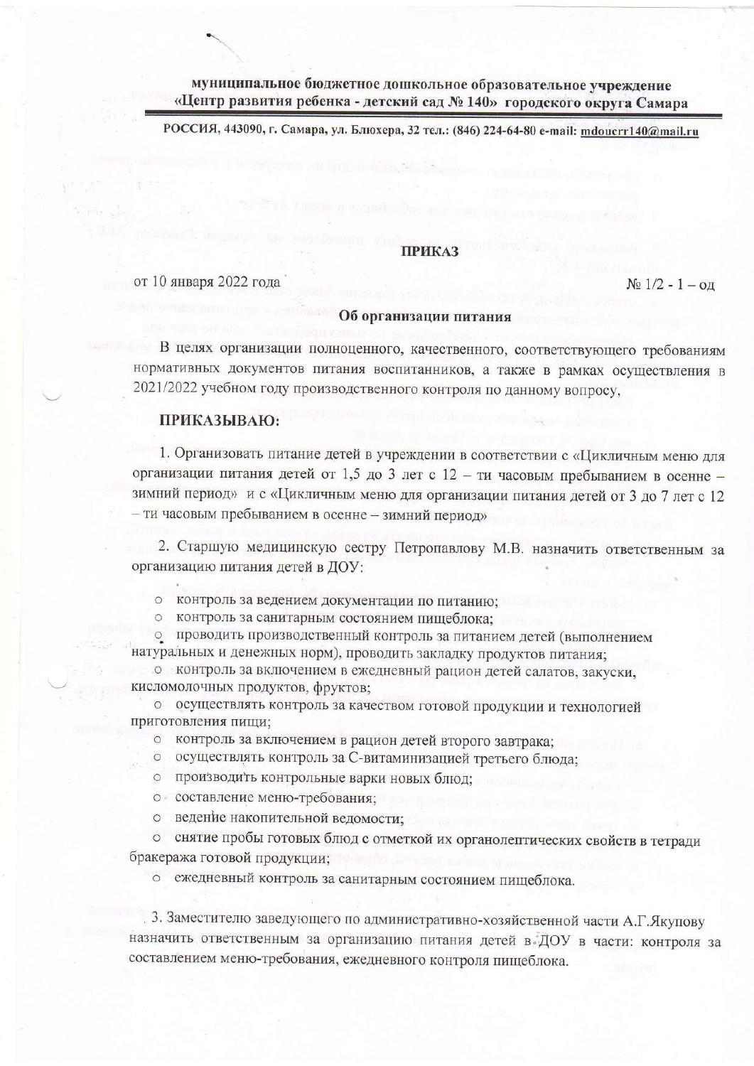**муниципальное бюджетное дошкольное образовательное учреждение «Центр развития ребенка - детский сад № 140» городского округа Самара**

**РОССИЯ, 443090, г. Самара, ул. Блюхера, 32 тел.: (846) 224-64-80 e-mail: mdoucrr140@mail.ru**

## ПРИКАЗ

от 10 января 2022 года № 1/2 - 1 – од

**Об организации питания**

В целях организации полноценного, качественного, соответствующего требованиям нормативных документов питания воспитанников, а также в рамках осуществления в 2021/2022 учебном году производственного контроля по данному вопросу,

**ПРИКАЗЫВАЮ:**

1. Организовать питание детей в учреждении в соответствии с «Цикличным меню для организации питания детей от 1,5 до 3 лет с 12 – ти часовым пребыванием в осенне – зимний период» и с «Цикличным меню для организации питания детей от 3 до 7 лет с 12 – ти часовым пребыванием в осенне – зимний период»

2. Старшую медицинскую сестру Петропавлову М.В. назначить ответственным за организацию питания детей в ДОУ:

- контроль за ведением документации по питанию;
- контроль за санитарным состоянием пищеблока;
- проводить производственный контроль за питанием детей (выполнением натуральных и денежных норм), проводить закладку продуктов питания;
- контроль за включением в ежедневный рацион детей салатов, закуски, кисломолочных продуктов, фруктов;
- осуществлять контроль за качеством готовой продукции и технологией приготовления пищи;
- контроль за включением в рацион детей второго завтрака;
- осуществлять контроль за С-витаминизацией третьего блюда;
- производить контрольные варки новых блюд;
- составление меню-требования;
- ведение накопительной ведомости;
- снятие пробы готовых блюд с отметкой их органолептических свойств в тетради бракеража готовой продукции;
- ежедневный контроль за санитарным состоянием пищеблока.

3. Заместителю заведующего по административно-хозяйственной части А.Г.Якупову назначить ответственным за организацию питания детей в ДОУ в части: контроля за составлением меню-требования, ежедневного контроля пищеблока.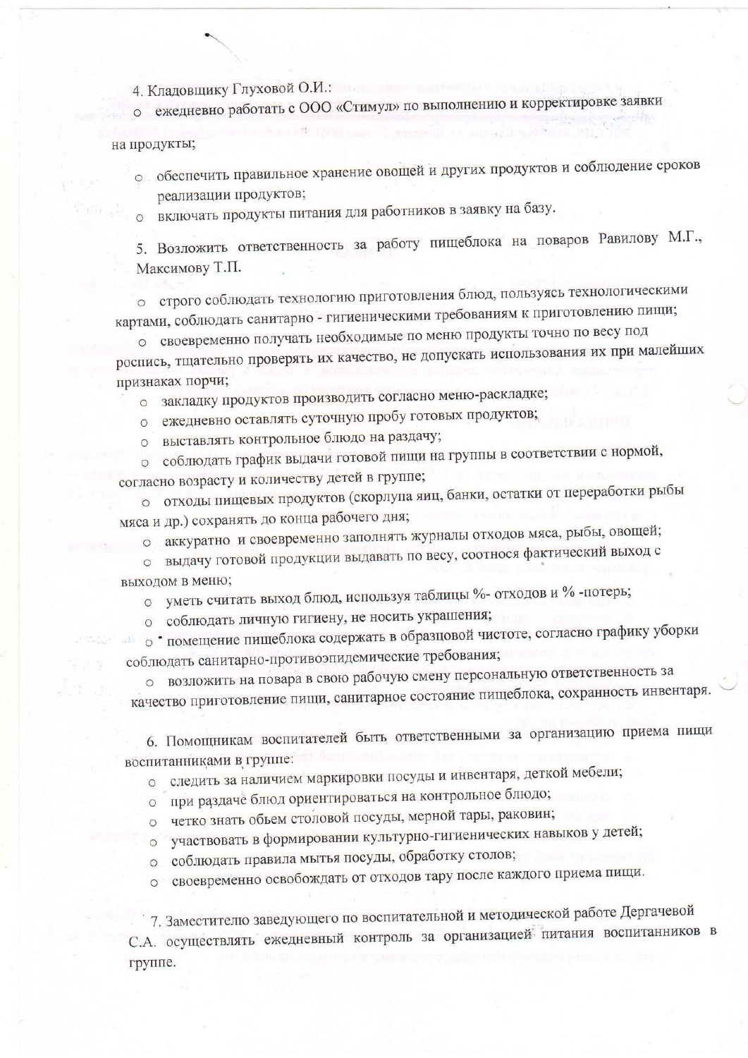4. Кладовщику Глуховой О.И.:

- ежедневно работать с ООО «Стимул» по выполнению и корректировке заявки на продукты;
- обеспечить правильное хранение овощей и других продуктов и соблюдение сроков реализации продуктов;
- включать продукты питания для работников в заявку на базу.

5. Возложить ответственность за работу пищеблока на поваров Равилову М.Г., Максимову Т.П.

- строго соблюдать технологию приготовления блюд, пользуясь технологическими картами, соблюдать санитарно - гигиеническими требованиям к приготовлению пищи;
- своевременно получать необходимые по меню продукты точно по весу под роспись, тщательно проверять их качество, не допускать использования их при малейших признаках порчи;
- закладку продуктов производить согласно меню-раскладке;
- ежедневно оставлять суточную пробу готовых продуктов;
- выставлять контрольное блюдо на раздачу;
- соблюдать график выдачи готовой пищи на группы в соответствии с нормой, согласно возрасту и количеству детей в группе;
- отходы пищевых продуктов (скорлупа яиц, банки, остатки от переработки рыбы мяса и др.) сохранять до конца рабочего дня;
- аккуратно и своевременно заполнять журналы отходов мяса, рыбы, овощей;
- выдачу готовой продукции выдавать по весу, соотнося фактический выход с выходом в меню;
- уметь считать выход блюд, используя таблицы %- отходов и % -потерь;
- соблюдать личную гигиену, не носить украшения;
- помещение пищеблока содержать в образцовой чистоте, согласно графику уборки соблюдать санитарно-противоэпидемические требования;
- возложить на повара в свою рабочую смену персональную ответственность за качество приготовление пищи, санитарное состояние пищеблока, сохранность инвентаря.

6. Помощникам воспитателей быть ответственными за организацию приема пищи воспитанниками в группе:

- следить за наличием маркировки посуды и инвентаря, детской мебели;
- при раздаче блюд ориентироваться на контрольное блюдо;
- четко знать обьем столовой посуды, мерной тары, раковин;
- участвовать в формировании культурно-гигиенических навыков у детей;
- соблюдать правила мытья посуды, обработку столов;
- своевременно освобождать от отходов тару после каждого приема пищи.

7. Заместителю заведующего по воспитательной и методической работе Дергачевой С.А. осуществлять ежедневный контроль за организацией питания воспитанников в группе.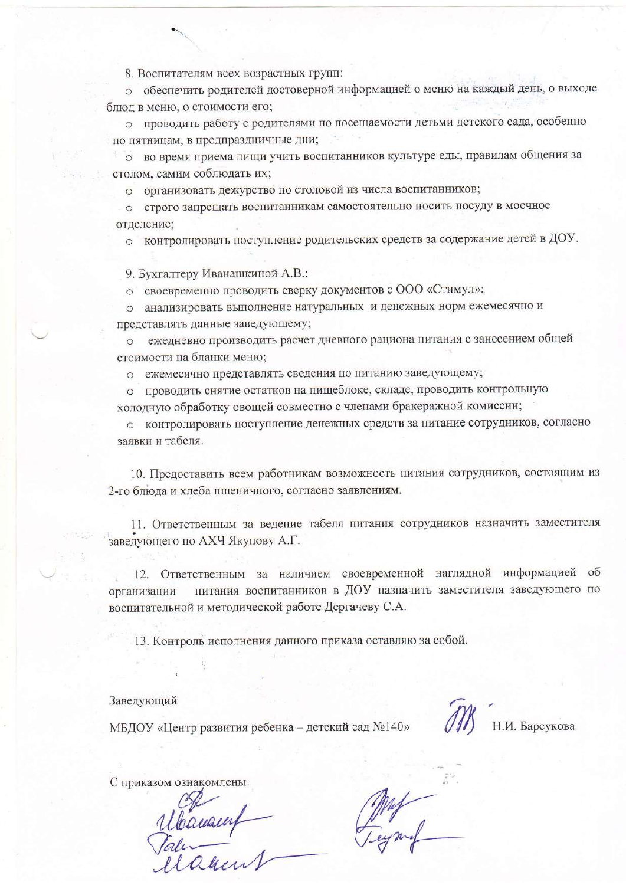8. Воспитателям всех возрастных групп:

- обеспечить родителей достоверной информацией о меню на каждый день, о выходе блюд в меню, о стоимости его;
- проводить работу с родителями по посещаемости детьми детского сада, особенно по пятницам, в предпраздничные дни;
- во время приема пищи учить воспитанников культуре еды, правилам общения за столом, самим соблюдать их;
- организовать дежурство по столовой из числа воспитанников;
- строго запрещать воспитанникам самостоятельно носить посуду в моечное отделение;
- контролировать поступление родительских средств за содержание детей в ДОУ.

9. Бухгалтеру Иванашкиной А.В.:

- своевременно проводить сверку документов с ООО «Стимул»;
- анализировать выполнение натуральных и денежных норм ежемесячно и представлять данные заведующему;
- ежедневно производить расчет дневного рациона питания с занесением общей стоимости на бланки меню;
- ежемесячно представлять сведения по питанию заведующему;
- проводить снятие остатков на пищеблоке, складе, проводить контрольную холодную обработку овощей совместно с членами бракеражной комиссии;
- контролировать поступление денежных средств за питание сотрудников, согласно заявки и табеля.

10. Предоставить всем работникам возможность питания сотрудников, состоящим из 2-го блюда и хлеба пшеничного, согласно заявлениям.

11. Ответственным за ведение табеля питания сотрудников назначить заместителя заведующего по АХЧ Якупову А.Г.

12. Ответственным за наличием своевременной наглядной информацией об организации питания воспитанников в ДОУ назначить заместителя заведующего по воспитательной и методической работе Дергачеву С.А.

13. Контроль исполнения данного приказа оставляю за собой.

Заведующий

МБДОУ «Центр развития ребенка – детский сад №140» Н.И. Барсукова

С приказом ознакомлены: